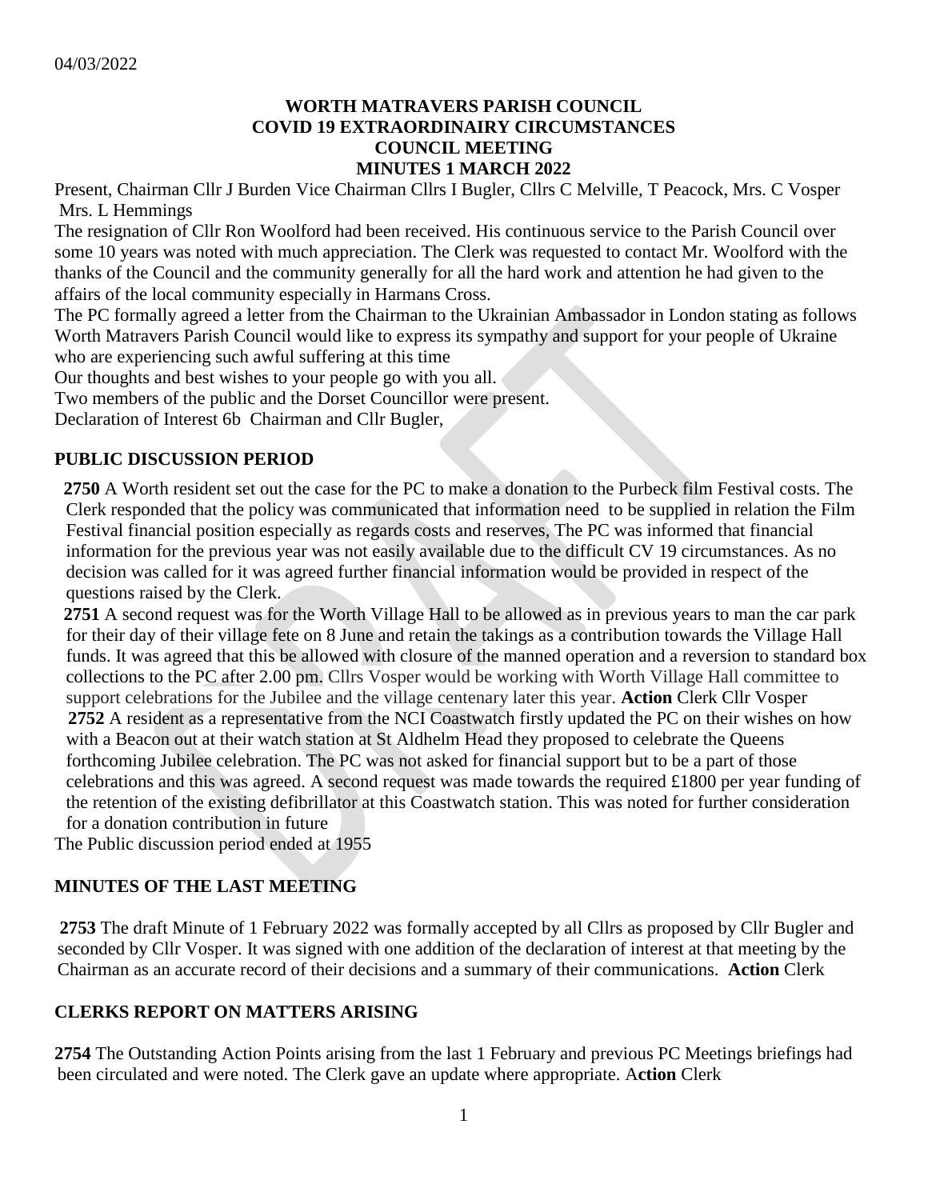04/03/2022

**WORTH MATRAVERS PARISH COUNCIL**
**COVID 19 EXTRAORDINAIRY CIRCUMSTANCES**
**COUNCIL MEETING**
**MINUTES 1 MARCH 2022**

Present, Chairman Cllr J Burden Vice Chairman Cllrs I Bugler, Cllrs C Melville, T Peacock, Mrs. C Vosper Mrs. L Hemmings

The resignation of Cllr Ron Woolford had been received. His continuous service to the Parish Council over some 10 years was noted with much appreciation. The Clerk was requested to contact Mr. Woolford with the thanks of the Council and the community generally for all the hard work and attention he had given to the affairs of the local community especially in Harmans Cross.

The PC formally agreed a letter from the Chairman to the Ukrainian Ambassador in London stating as follows Worth Matravers Parish Council would like to express its sympathy and support for your people of Ukraine who are experiencing such awful suffering at this time

Our thoughts and best wishes to your people go with you all.

Two members of the public and the Dorset Councillor were present.

Declaration of Interest 6b Chairman and Cllr Bugler,

## PUBLIC DISCUSSION PERIOD

**2750** A Worth resident set out the case for the PC to make a donation to the Purbeck film Festival costs. The Clerk responded that the policy was communicated that information need to be supplied in relation the Film Festival financial position especially as regards costs and reserves, The PC was informed that financial information for the previous year was not easily available due to the difficult CV 19 circumstances. As no decision was called for it was agreed further financial information would be provided in respect of the questions raised by the Clerk.

**2751** A second request was for the Worth Village Hall to be allowed as in previous years to man the car park for their day of their village fete on 8 June and retain the takings as a contribution towards the Village Hall funds. It was agreed that this be allowed with closure of the manned operation and a reversion to standard box collections to the PC after 2.00 pm. Cllrs Vosper would be working with Worth Village Hall committee to support celebrations for the Jubilee and the village centenary later this year. **Action** Clerk Cllr Vosper

**2752** A resident as a representative from the NCI Coastwatch firstly updated the PC on their wishes on how with a Beacon out at their watch station at St Aldhelm Head they proposed to celebrate the Queens forthcoming Jubilee celebration. The PC was not asked for financial support but to be a part of those celebrations and this was agreed. A second request was made towards the required £1800 per year funding of the retention of the existing defibrillator at this Coastwatch station. This was noted for further consideration for a donation contribution in future

The Public discussion period ended at 1955

## MINUTES OF THE LAST MEETING

**2753** The draft Minute of 1 February 2022 was formally accepted by all Cllrs as proposed by Cllr Bugler and seconded by Cllr Vosper. It was signed with one addition of the declaration of interest at that meeting by the Chairman as an accurate record of their decisions and a summary of their communications. **Action** Clerk

## CLERKS REPORT ON MATTERS ARISING

**2754** The Outstanding Action Points arising from the last 1 February and previous PC Meetings briefings had been circulated and were noted. The Clerk gave an update where appropriate. A**ction** Clerk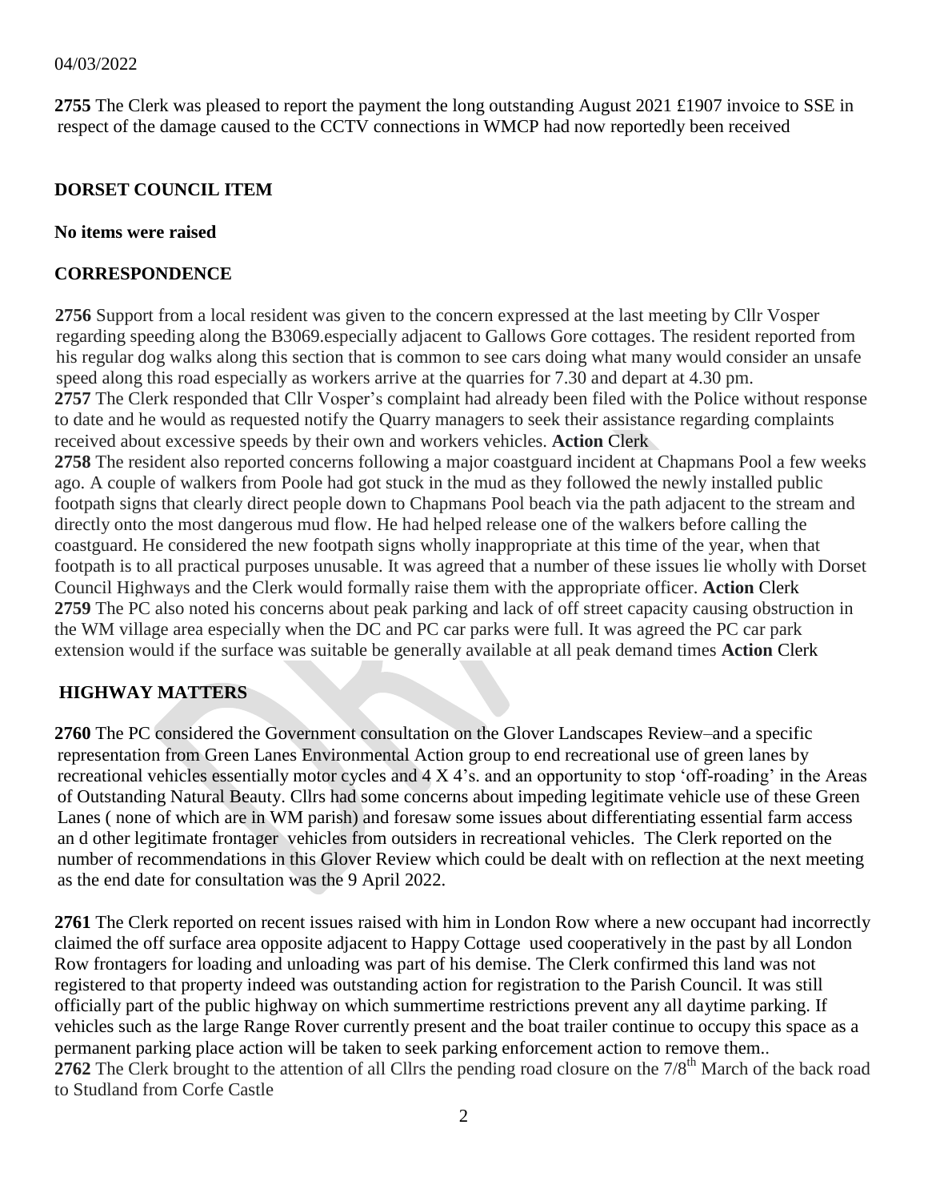04/03/2022

**2755** The Clerk was pleased to report the payment the long outstanding August 2021 £1907 invoice to SSE in respect of the damage caused to the CCTV connections in WMCP had now reportedly been received

## DORSET COUNCIL ITEM

**No items were raised**

## CORRESPONDENCE

**2756** Support from a local resident was given to the concern expressed at the last meeting by Cllr Vosper regarding speeding along the B3069.especially adjacent to Gallows Gore cottages. The resident reported from his regular dog walks along this section that is common to see cars doing what many would consider an unsafe speed along this road especially as workers arrive at the quarries for 7.30 and depart at 4.30 pm.
**2757** The Clerk responded that Cllr Vosper's complaint had already been filed with the Police without response to date and he would as requested notify the Quarry managers to seek their assistance regarding complaints received about excessive speeds by their own and workers vehicles. **Action** Clerk
**2758** The resident also reported concerns following a major coastguard incident at Chapmans Pool a few weeks ago. A couple of walkers from Poole had got stuck in the mud as they followed the newly installed public footpath signs that clearly direct people down to Chapmans Pool beach via the path adjacent to the stream and directly onto the most dangerous mud flow. He had helped release one of the walkers before calling the coastguard. He considered the new footpath signs wholly inappropriate at this time of the year, when that footpath is to all practical purposes unusable. It was agreed that a number of these issues lie wholly with Dorset Council Highways and the Clerk would formally raise them with the appropriate officer. **Action** Clerk
**2759** The PC also noted his concerns about peak parking and lack of off street capacity causing obstruction in the WM village area especially when the DC and PC car parks were full. It was agreed the PC car park extension would if the surface was suitable be generally available at all peak demand times **Action** Clerk

## HIGHWAY MATTERS

**2760** The PC considered the Government consultation on the Glover Landscapes Review–and a specific representation from Green Lanes Environmental Action group to end recreational use of green lanes by recreational vehicles essentially motor cycles and 4 X 4's. and an opportunity to stop 'off-roading' in the Areas of Outstanding Natural Beauty. Cllrs had some concerns about impeding legitimate vehicle use of these Green Lanes ( none of which are in WM parish) and foresaw some issues about differentiating essential farm access an d other legitimate frontager vehicles from outsiders in recreational vehicles. The Clerk reported on the number of recommendations in this Glover Review which could be dealt with on reflection at the next meeting as the end date for consultation was the 9 April 2022.

**2761** The Clerk reported on recent issues raised with him in London Row where a new occupant had incorrectly claimed the off surface area opposite adjacent to Happy Cottage used cooperatively in the past by all London Row frontagers for loading and unloading was part of his demise. The Clerk confirmed this land was not registered to that property indeed was outstanding action for registration to the Parish Council. It was still officially part of the public highway on which summertime restrictions prevent any all daytime parking. If vehicles such as the large Range Rover currently present and the boat trailer continue to occupy this space as a permanent parking place action will be taken to seek parking enforcement action to remove them..
**2762** The Clerk brought to the attention of all Cllrs the pending road closure on the 7/8th March of the back road to Studland from Corfe Castle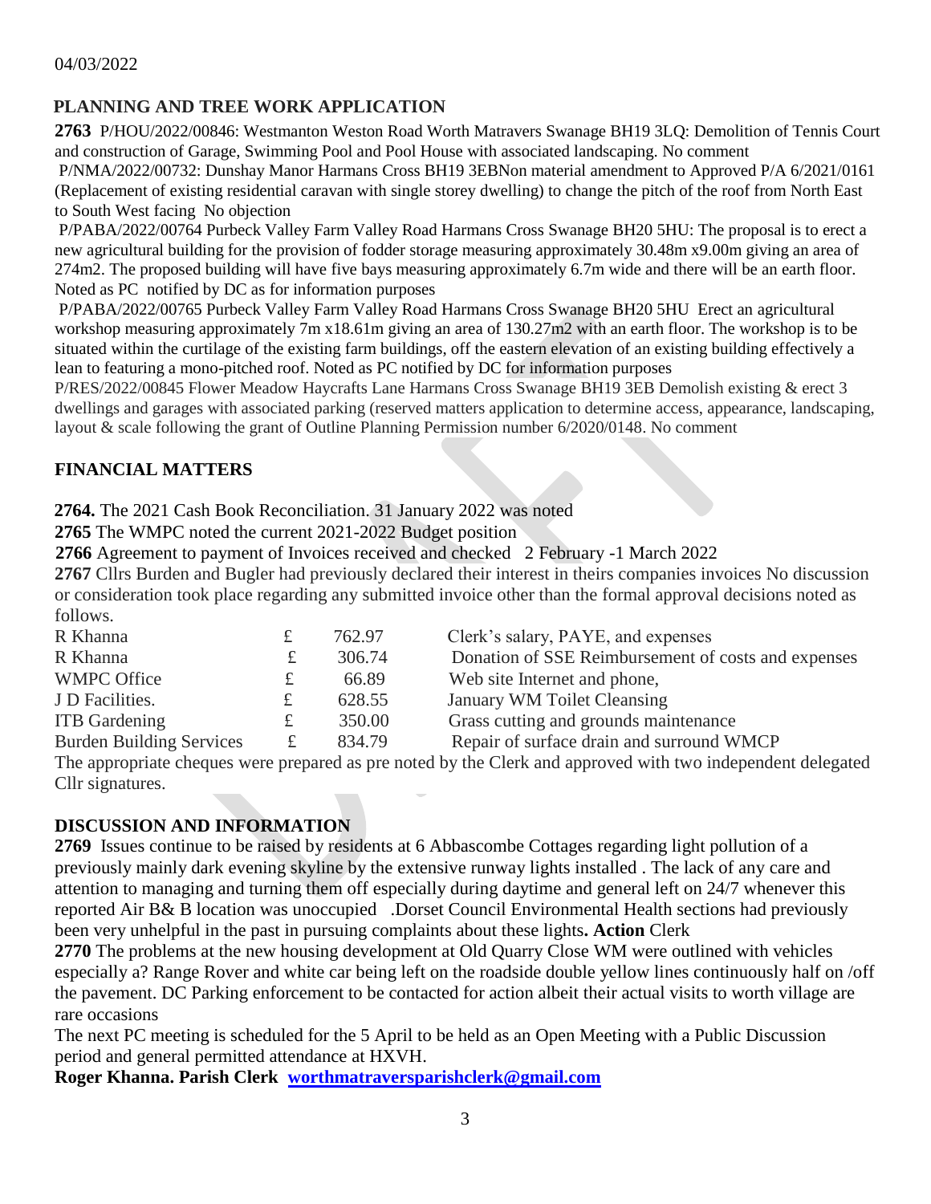04/03/2022

## PLANNING AND TREE WORK APPLICATION

**2763** P/HOU/2022/00846: Westmanton Weston Road Worth Matravers Swanage BH19 3LQ: Demolition of Tennis Court and construction of Garage, Swimming Pool and Pool House with associated landscaping. No comment

P/NMA/2022/00732: Dunshay Manor Harmans Cross BH19 3EBNon material amendment to Approved P/A 6/2021/0161 (Replacement of existing residential caravan with single storey dwelling) to change the pitch of the roof from North East to South West facing No objection

P/PABA/2022/00764 Purbeck Valley Farm Valley Road Harmans Cross Swanage BH20 5HU: The proposal is to erect a new agricultural building for the provision of fodder storage measuring approximately 30.48m x9.00m giving an area of 274m2. The proposed building will have five bays measuring approximately 6.7m wide and there will be an earth floor. Noted as PC notified by DC as for information purposes

P/PABA/2022/00765 Purbeck Valley Farm Valley Road Harmans Cross Swanage BH20 5HU Erect an agricultural workshop measuring approximately 7m x18.61m giving an area of 130.27m2 with an earth floor. The workshop is to be situated within the curtilage of the existing farm buildings, off the eastern elevation of an existing building effectively a lean to featuring a mono-pitched roof. Noted as PC notified by DC for information purposes

P/RES/2022/00845 Flower Meadow Haycrafts Lane Harmans Cross Swanage BH19 3EB Demolish existing & erect 3 dwellings and garages with associated parking (reserved matters application to determine access, appearance, landscaping, layout & scale following the grant of Outline Planning Permission number 6/2020/0148. No comment

## FINANCIAL MATTERS

**2764.** The 2021 Cash Book Reconciliation. 31 January 2022 was noted

**2765** The WMPC noted the current 2021-2022 Budget position

**2766** Agreement to payment of Invoices received and checked 2 February -1 March 2022

**2767** Cllrs Burden and Bugler had previously declared their interest in theirs companies invoices No discussion or consideration took place regarding any submitted invoice other than the formal approval decisions noted as follows.

| | | | |
|---|---|---|---|
| R Khanna | £ | 762.97 | Clerk's salary, PAYE, and expenses |
| R Khanna | £ | 306.74 | Donation of SSE Reimbursement of costs and expenses |
| WMPC Office | £ | 66.89 | Web site Internet and phone, |
| J D Facilities. | £ | 628.55 | January WM Toilet Cleansing |
| ITB Gardening | £ | 350.00 | Grass cutting and grounds maintenance |
| Burden Building Services | £ | 834.79 | Repair of surface drain and surround WMCP |

The appropriate cheques were prepared as pre noted by the Clerk and approved with two independent delegated Cllr signatures.

## DISCUSSION AND INFORMATION

**2769** Issues continue to be raised by residents at 6 Abbascombe Cottages regarding light pollution of a previously mainly dark evening skyline by the extensive runway lights installed . The lack of any care and attention to managing and turning them off especially during daytime and general left on 24/7 whenever this reported Air B& B location was unoccupied .Dorset Council Environmental Health sections had previously been very unhelpful in the past in pursuing complaints about these lights**. Action** Clerk

**2770** The problems at the new housing development at Old Quarry Close WM were outlined with vehicles especially a? Range Rover and white car being left on the roadside double yellow lines continuously half on /off the pavement. DC Parking enforcement to be contacted for action albeit their actual visits to worth village are rare occasions

The next PC meeting is scheduled for the 5 April to be held as an Open Meeting with a Public Discussion period and general permitted attendance at HXVH.

**Roger Khanna. Parish Clerk [worthmatraversparishclerk@gmail.com](mailto:worthmatraversparishclerk@gmail.com)**